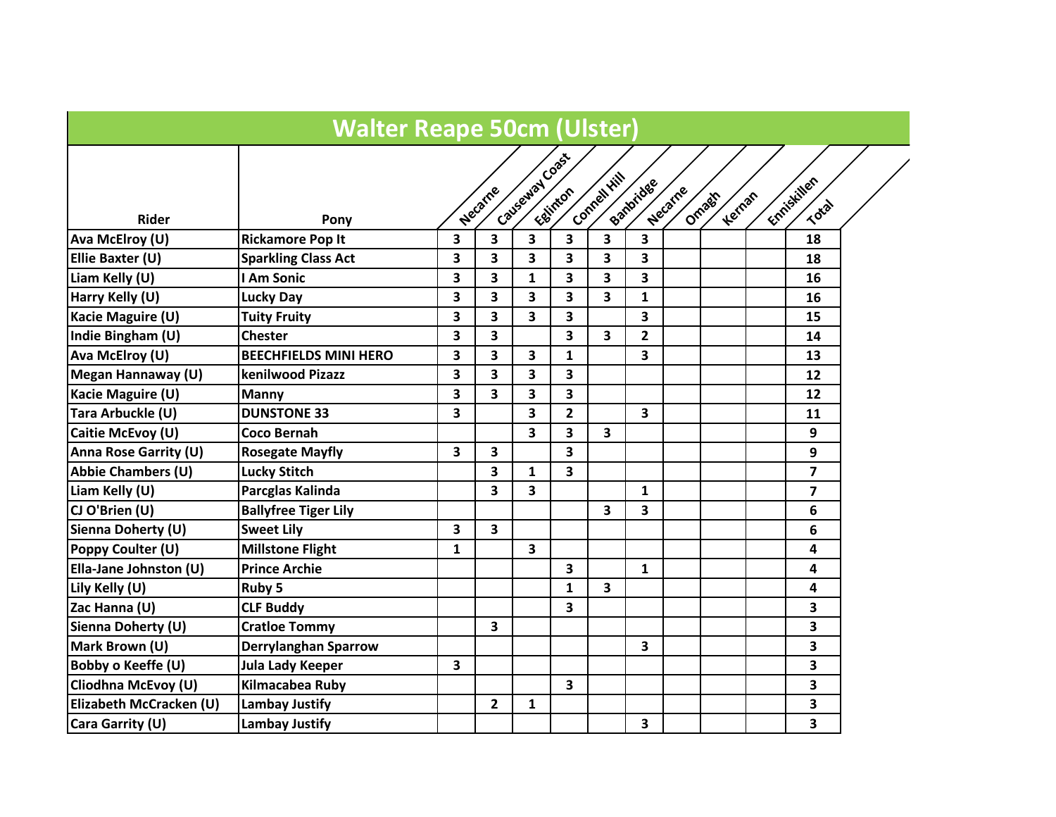# Walter Reape 50cm (Ulster)

| Rider | Pony | Necarne | Causeway Coast | Eglinton | Connell Hill | Banbridge | Necarne | Omagh | Kernan | Enniskillen | Total |
|---|---|---|---|---|---|---|---|---|---|---|---|
| **Ava McElroy (U)** | **Rickamore Pop It** | **3** | **3** | **3** | **3** | **3** | **3** | | | | **18** |
| **Ellie Baxter (U)** | **Sparkling Class Act** | **3** | **3** | **3** | **3** | **3** | **3** | | | | **18** |
| **Liam Kelly (U)** | **I Am Sonic** | **3** | **3** | **1** | **3** | **3** | **3** | | | | **16** |
| **Harry Kelly (U)** | **Lucky Day** | **3** | **3** | **3** | **3** | **3** | **1** | | | | **16** |
| **Kacie Maguire (U)** | **Tuity Fruity** | **3** | **3** | **3** | **3** | | **3** | | | | **15** |
| **Indie Bingham (U)** | **Chester** | **3** | **3** | | **3** | **3** | **2** | | | | **14** |
| **Ava McElroy (U)** | **BEECHFIELDS MINI HERO** | **3** | **3** | **3** | **1** | | **3** | | | | **13** |
| **Megan Hannaway (U)** | **kenilwood Pizazz** | **3** | **3** | **3** | **3** | | | | | | **12** |
| **Kacie Maguire (U)** | **Manny** | **3** | **3** | **3** | **3** | | | | | | **12** |
| **Tara Arbuckle (U)** | **DUNSTONE 33** | **3** | | **3** | **2** | | **3** | | | | **11** |
| **Caitie McEvoy (U)** | **Coco Bernah** | | | **3** | **3** | **3** | | | | | **9** |
| **Anna Rose Garrity (U)** | **Rosegate Mayfly** | **3** | **3** | | **3** | | | | | | **9** |
| **Abbie Chambers (U)** | **Lucky Stitch** | | **3** | **1** | **3** | | | | | | **7** |
| **Liam Kelly (U)** | **Parcglas Kalinda** | | **3** | **3** | | | **1** | | | | **7** |
| **CJ O'Brien (U)** | **Ballyfree Tiger Lily** | | | | | **3** | **3** | | | | **6** |
| **Sienna Doherty (U)** | **Sweet Lily** | **3** | **3** | | | | | | | | **6** |
| **Poppy Coulter (U)** | **Millstone Flight** | **1** | | **3** | | | | | | | **4** |
| **Ella-Jane Johnston (U)** | **Prince Archie** | | | | **3** | | **1** | | | | **4** |
| **Lily Kelly (U)** | **Ruby 5** | | | | **1** | **3** | | | | | **4** |
| **Zac Hanna (U)** | **CLF Buddy** | | | | **3** | | | | | | **3** |
| **Sienna Doherty (U)** | **Cratloe Tommy** | | **3** | | | | | | | | **3** |
| **Mark Brown (U)** | **Derrylanghan Sparrow** | | | | | | **3** | | | | **3** |
| **Bobby o Keeffe (U)** | **Jula Lady Keeper** | **3** | | | | | | | | | **3** |
| **Cliodhna McEvoy (U)** | **Kilmacabea Ruby** | | | | **3** | | | | | | **3** |
| **Elizabeth McCracken (U)** | **Lambay Justify** | | **2** | **1** | | | | | | | **3** |
| **Cara Garrity (U)** | **Lambay Justify** | | | | | | **3** | | | | **3** |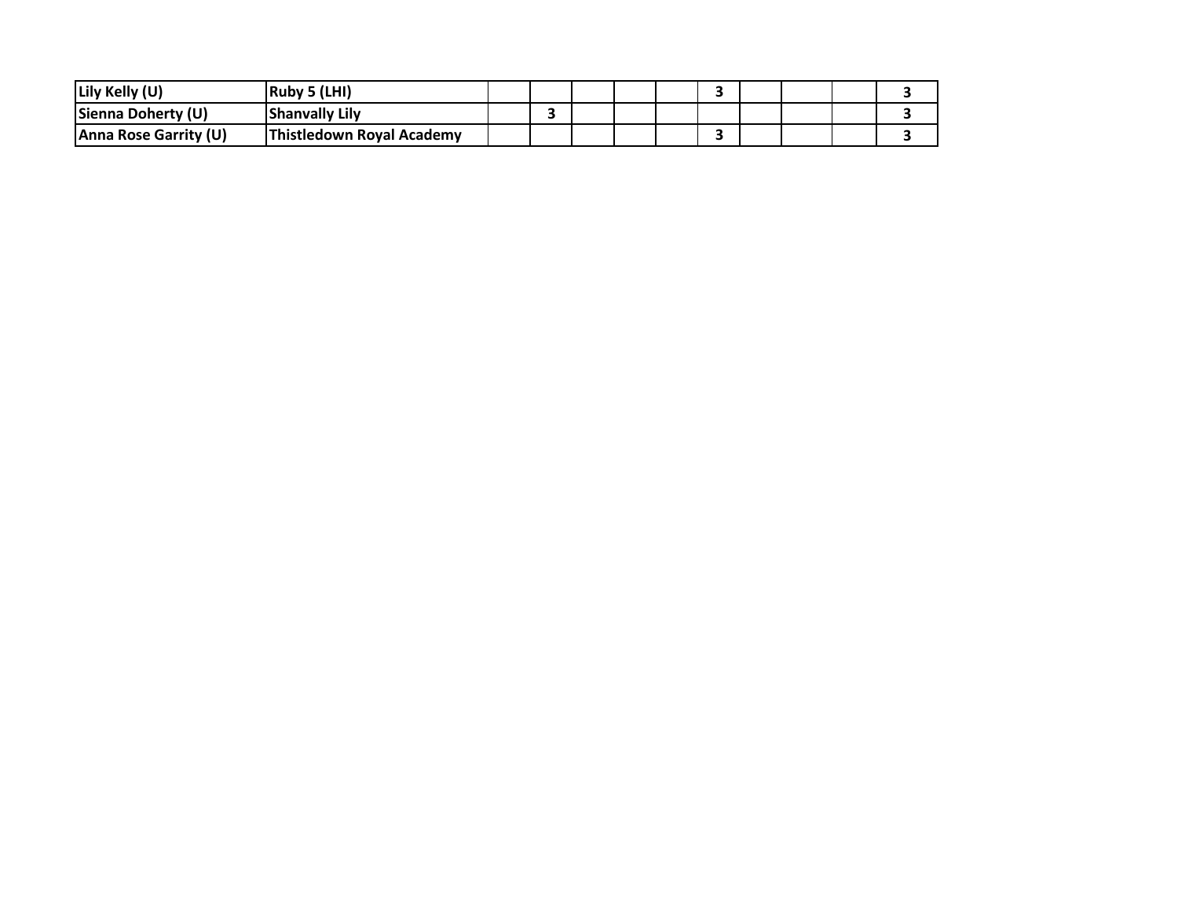| | | | | | | | | | | | |
|---|---|---|---|---|---|---|---|---|---|---|---|
| **Lily Kelly (U)** | **Ruby 5 (LHI)** | | | | | | **3** | | | | **3** |
| **Sienna Doherty (U)** | **Shanvally Lily** | | **3** | | | | | | | | **3** |
| **Anna Rose Garrity (U)** | **Thistledown Royal Academy** | | | | | | **3** | | | | **3** |